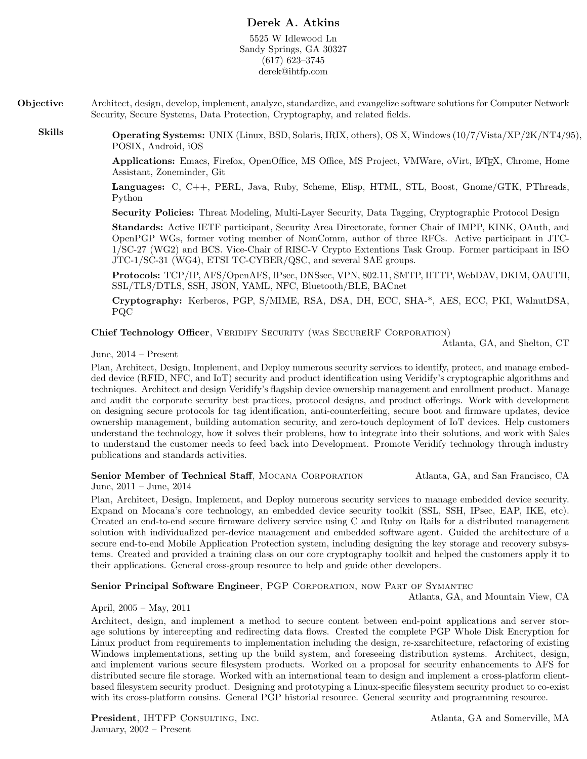# Derek A. Atkins

5525 W Idlewood Ln
Sandy Springs, GA 30327
(617) 623–3745
derek@ihtfp.com

**Objective** Architect, design, develop, implement, analyze, standardize, and evangelize software solutions for Computer Network Security, Secure Systems, Data Protection, Cryptography, and related fields.

**Skills**

**Operating Systems:** UNIX (Linux, BSD, Solaris, IRIX, others), OS X, Windows (10/7/Vista/XP/2K/NT4/95), POSIX, Android, iOS

**Applications:** Emacs, Firefox, OpenOffice, MS Office, MS Project, VMWare, oVirt, LaTeX, Chrome, Home Assistant, Zoneminder, Git

**Languages:** C, C++, PERL, Java, Ruby, Scheme, Elisp, HTML, STL, Boost, Gnome/GTK, PThreads, Python

**Security Policies:** Threat Modeling, Multi-Layer Security, Data Tagging, Cryptographic Protocol Design

**Standards:** Active IETF participant, Security Area Directorate, former Chair of IMPP, KINK, OAuth, and OpenPGP WGs, former voting member of NomComm, author of three RFCs. Active participant in JTC-1/SC-27 (WG2) and BCS. Vice-Chair of RISC-V Crypto Extentions Task Group. Former participant in ISO JTC-1/SC-31 (WG4), ETSI TC-CYBER/QSC, and several SAE groups.

**Protocols:** TCP/IP, AFS/OpenAFS, IPsec, DNSsec, VPN, 802.11, SMTP, HTTP, WebDAV, DKIM, OAUTH, SSL/TLS/DTLS, SSH, JSON, YAML, NFC, Bluetooth/BLE, BACnet

**Cryptography:** Kerberos, PGP, S/MIME, RSA, DSA, DH, ECC, SHA-*, AES, ECC, PKI, WalnutDSA, PQC

**Chief Technology Officer**, Veridify Security (was SecureRF Corporation) — Atlanta, GA, and Shelton, CT
June, 2014 – Present

Plan, Architect, Design, Implement, and Deploy numerous security services to identify, protect, and manage embedded device (RFID, NFC, and IoT) security and product identification using Veridify's cryptographic algorithms and techniques. Architect and design Veridify's flagship device ownership management and enrollment product. Manage and audit the corporate security best practices, protocol designs, and product offerings. Work with development on designing secure protocols for tag identification, anti-counterfeiting, secure boot and firmware updates, device ownership management, building automation security, and zero-touch deployment of IoT devices. Help customers understand the technology, how it solves their problems, how to integrate into their solutions, and work with Sales to understand the customer needs to feed back into Development. Promote Veridify technology through industry publications and standards activities.

**Senior Member of Technical Staff**, Mocana Corporation — Atlanta, GA, and San Francisco, CA
June, 2011 – June, 2014

Plan, Architect, Design, Implement, and Deploy numerous security services to manage embedded device security. Expand on Mocana's core technology, an embedded device security toolkit (SSL, SSH, IPsec, EAP, IKE, etc). Created an end-to-end secure firmware delivery service using C and Ruby on Rails for a distributed management solution with individualized per-device management and embedded software agent. Guided the architecture of a secure end-to-end Mobile Application Protection system, including designing the key storage and recovery subsystems. Created and provided a training class on our core cryptography toolkit and helped the customers apply it to their applications. General cross-group resource to help and guide other developers.

**Senior Principal Software Engineer**, PGP Corporation, now Part of Symantec — Atlanta, GA, and Mountain View, CA
April, 2005 – May, 2011

Architect, design, and implement a method to secure content between end-point applications and server storage solutions by intercepting and redirecting data flows. Created the complete PGP Whole Disk Encryption for Linux product from requirements to implementation including the design, re-xsarchitecture, refactoring of existing Windows implementations, setting up the build system, and foreseeing distribution systems. Architect, design, and implement various secure filesystem products. Worked on a proposal for security enhancements to AFS for distributed secure file storage. Worked with an international team to design and implement a cross-platform client-based filesystem security product. Designing and prototyping a Linux-specific filesystem security product to co-exist with its cross-platform cousins. General PGP historial resource. General security and programming resource.

**President**, IHTFP Consulting, Inc. — Atlanta, GA and Somerville, MA
January, 2002 – Present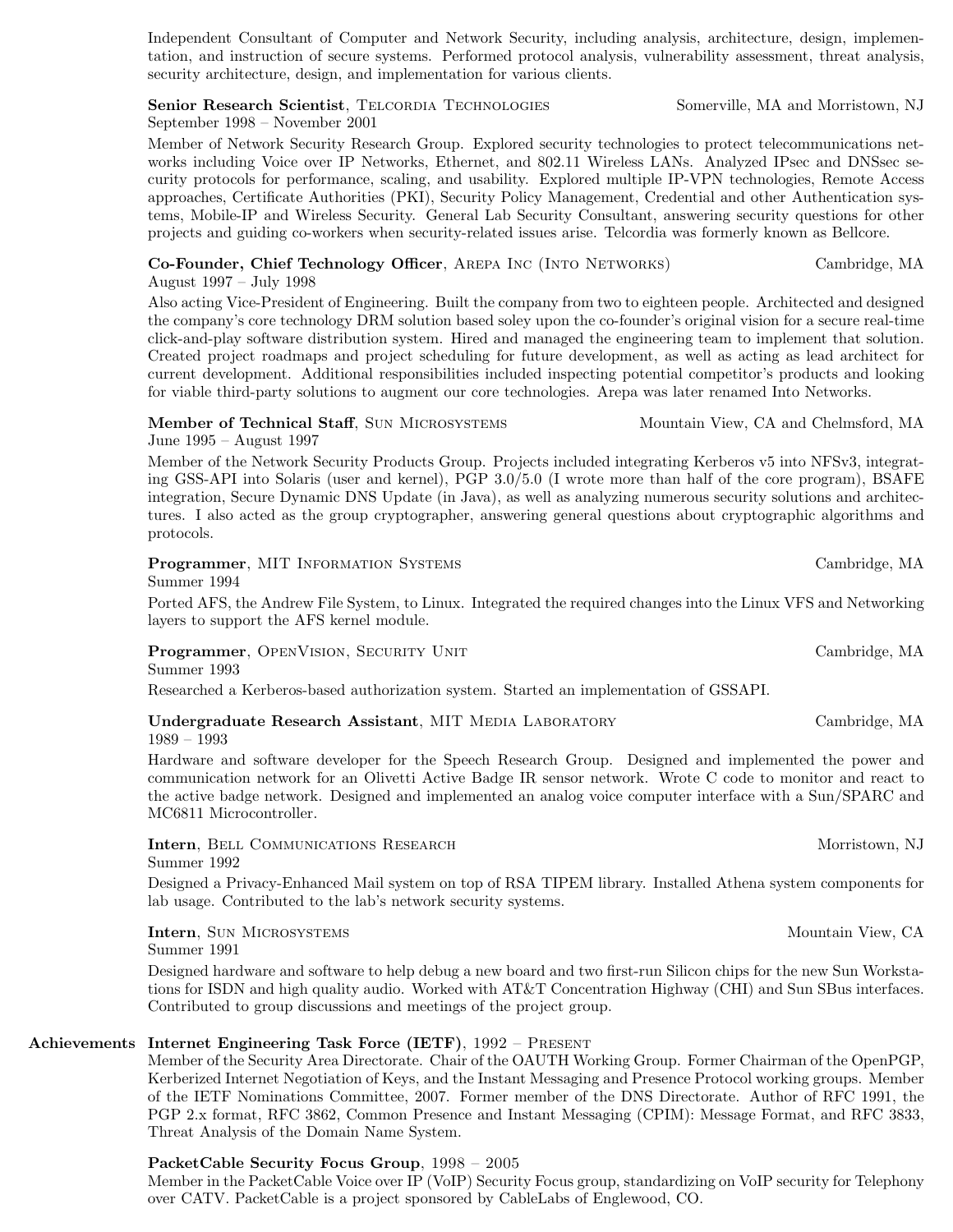Independent Consultant of Computer and Network Security, including analysis, architecture, design, implementation, and instruction of secure systems. Performed protocol analysis, vulnerability assessment, threat analysis, security architecture, design, and implementation for various clients.

**Senior Research Scientist**, Telcordia Technologies — Somerville, MA and Morristown, NJ
September 1998 – November 2001

Member of Network Security Research Group. Explored security technologies to protect telecommunications networks including Voice over IP Networks, Ethernet, and 802.11 Wireless LANs. Analyzed IPsec and DNSsec security protocols for performance, scaling, and usability. Explored multiple IP-VPN technologies, Remote Access approaches, Certificate Authorities (PKI), Security Policy Management, Credential and other Authentication systems, Mobile-IP and Wireless Security. General Lab Security Consultant, answering security questions for other projects and guiding co-workers when security-related issues arise. Telcordia was formerly known as Bellcore.

**Co-Founder, Chief Technology Officer**, Arepa Inc (Into Networks) — Cambridge, MA
August 1997 – July 1998

Also acting Vice-President of Engineering. Built the company from two to eighteen people. Architected and designed the company's core technology DRM solution based soley upon the co-founder's original vision for a secure real-time click-and-play software distribution system. Hired and managed the engineering team to implement that solution. Created project roadmaps and project scheduling for future development, as well as acting as lead architect for current development. Additional responsibilities included inspecting potential competitor's products and looking for viable third-party solutions to augment our core technologies. Arepa was later renamed Into Networks.

**Member of Technical Staff**, Sun Microsystems — Mountain View, CA and Chelmsford, MA
June 1995 – August 1997

Member of the Network Security Products Group. Projects included integrating Kerberos v5 into NFSv3, integrating GSS-API into Solaris (user and kernel), PGP 3.0/5.0 (I wrote more than half of the core program), BSAFE integration, Secure Dynamic DNS Update (in Java), as well as analyzing numerous security solutions and architectures. I also acted as the group cryptographer, answering general questions about cryptographic algorithms and protocols.

**Programmer**, MIT Information Systems — Cambridge, MA
Summer 1994

Ported AFS, the Andrew File System, to Linux. Integrated the required changes into the Linux VFS and Networking layers to support the AFS kernel module.

**Programmer**, OpenVision, Security Unit — Cambridge, MA
Summer 1993

Researched a Kerberos-based authorization system. Started an implementation of GSSAPI.

**Undergraduate Research Assistant**, MIT Media Laboratory — Cambridge, MA
1989 – 1993

Hardware and software developer for the Speech Research Group. Designed and implemented the power and communication network for an Olivetti Active Badge IR sensor network. Wrote C code to monitor and react to the active badge network. Designed and implemented an analog voice computer interface with a Sun/SPARC and MC6811 Microcontroller.

**Intern**, Bell Communications Research — Morristown, NJ
Summer 1992

Designed a Privacy-Enhanced Mail system on top of RSA TIPEM library. Installed Athena system components for lab usage. Contributed to the lab's network security systems.

**Intern**, Sun Microsystems — Mountain View, CA
Summer 1991

Designed hardware and software to help debug a new board and two first-run Silicon chips for the new Sun Workstations for ISDN and high quality audio. Worked with AT&T Concentration Highway (CHI) and Sun SBus interfaces. Contributed to group discussions and meetings of the project group.

## Achievements

**Internet Engineering Task Force (IETF)**, 1992 – Present

Member of the Security Area Directorate. Chair of the OAUTH Working Group. Former Chairman of the OpenPGP, Kerberized Internet Negotiation of Keys, and the Instant Messaging and Presence Protocol working groups. Member of the IETF Nominations Committee, 2007. Former member of the DNS Directorate. Author of RFC 1991, the PGP 2.x format, RFC 3862, Common Presence and Instant Messaging (CPIM): Message Format, and RFC 3833, Threat Analysis of the Domain Name System.

**PacketCable Security Focus Group**, 1998 – 2005

Member in the PacketCable Voice over IP (VoIP) Security Focus group, standardizing on VoIP security for Telephony over CATV. PacketCable is a project sponsored by CableLabs of Englewood, CO.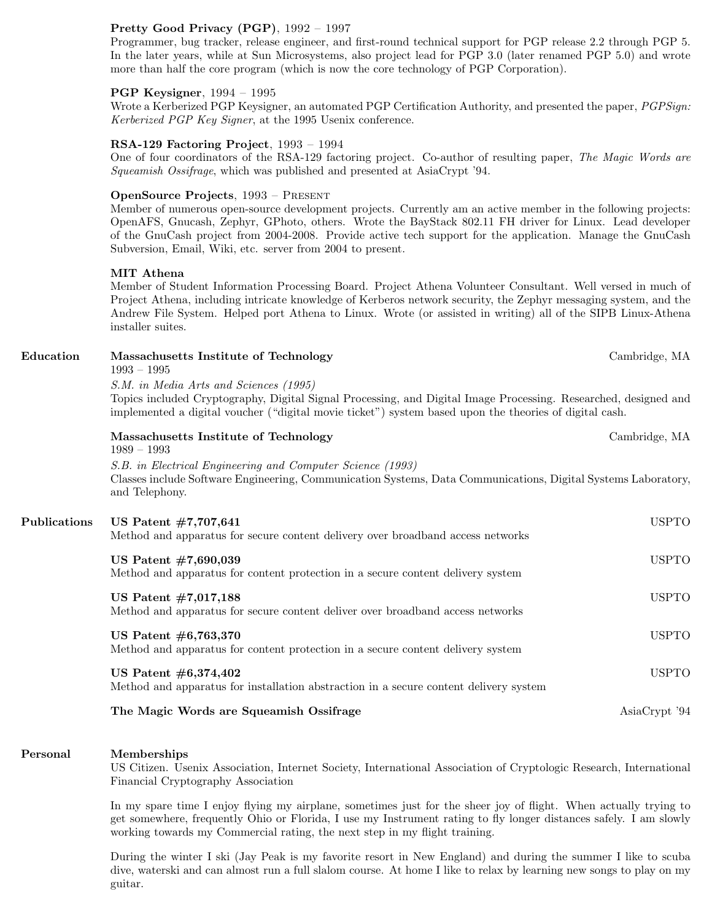**Pretty Good Privacy (PGP)**, 1992 – 1997
Programmer, bug tracker, release engineer, and first-round technical support for PGP release 2.2 through PGP 5. In the later years, while at Sun Microsystems, also project lead for PGP 3.0 (later renamed PGP 5.0) and wrote more than half the core program (which is now the core technology of PGP Corporation).

**PGP Keysigner**, 1994 – 1995
Wrote a Kerberized PGP Keysigner, an automated PGP Certification Authority, and presented the paper, *PGPSign: Kerberized PGP Key Signer*, at the 1995 Usenix conference.

**RSA-129 Factoring Project**, 1993 – 1994
One of four coordinators of the RSA-129 factoring project. Co-author of resulting paper, *The Magic Words are Squeamish Ossifrage*, which was published and presented at AsiaCrypt '94.

**OpenSource Projects**, 1993 – Present
Member of numerous open-source development projects. Currently am an active member in the following projects: OpenAFS, Gnucash, Zephyr, GPhoto, others. Wrote the BayStack 802.11 FH driver for Linux. Lead developer of the GnuCash project from 2004-2008. Provide active tech support for the application. Manage the GnuCash Subversion, Email, Wiki, etc. server from 2004 to present.

**MIT Athena**
Member of Student Information Processing Board. Project Athena Volunteer Consultant. Well versed in much of Project Athena, including intricate knowledge of Kerberos network security, the Zephyr messaging system, and the Andrew File System. Helped port Athena to Linux. Wrote (or assisted in writing) all of the SIPB Linux-Athena installer suites.

## Education

**Massachusetts Institute of Technology** — Cambridge, MA
1993 – 1995
*S.M. in Media Arts and Sciences (1995)*
Topics included Cryptography, Digital Signal Processing, and Digital Image Processing. Researched, designed and implemented a digital voucher ("digital movie ticket") system based upon the theories of digital cash.

**Massachusetts Institute of Technology** — Cambridge, MA
1989 – 1993
*S.B. in Electrical Engineering and Computer Science (1993)*
Classes include Software Engineering, Communication Systems, Data Communications, Digital Systems Laboratory, and Telephony.

## Publications

**US Patent #7,707,641** — USPTO
Method and apparatus for secure content delivery over broadband access networks

**US Patent #7,690,039** — USPTO
Method and apparatus for content protection in a secure content delivery system

**US Patent #7,017,188** — USPTO
Method and apparatus for secure content deliver over broadband access networks

**US Patent #6,763,370** — USPTO
Method and apparatus for content protection in a secure content delivery system

**US Patent #6,374,402** — USPTO
Method and apparatus for installation abstraction in a secure content delivery system

**The Magic Words are Squeamish Ossifrage** — AsiaCrypt '94

## Personal

**Memberships**
US Citizen. Usenix Association, Internet Society, International Association of Cryptologic Research, International Financial Cryptography Association

In my spare time I enjoy flying my airplane, sometimes just for the sheer joy of flight. When actually trying to get somewhere, frequently Ohio or Florida, I use my Instrument rating to fly longer distances safely. I am slowly working towards my Commercial rating, the next step in my flight training.

During the winter I ski (Jay Peak is my favorite resort in New England) and during the summer I like to scuba dive, waterski and can almost run a full slalom course. At home I like to relax by learning new songs to play on my guitar.